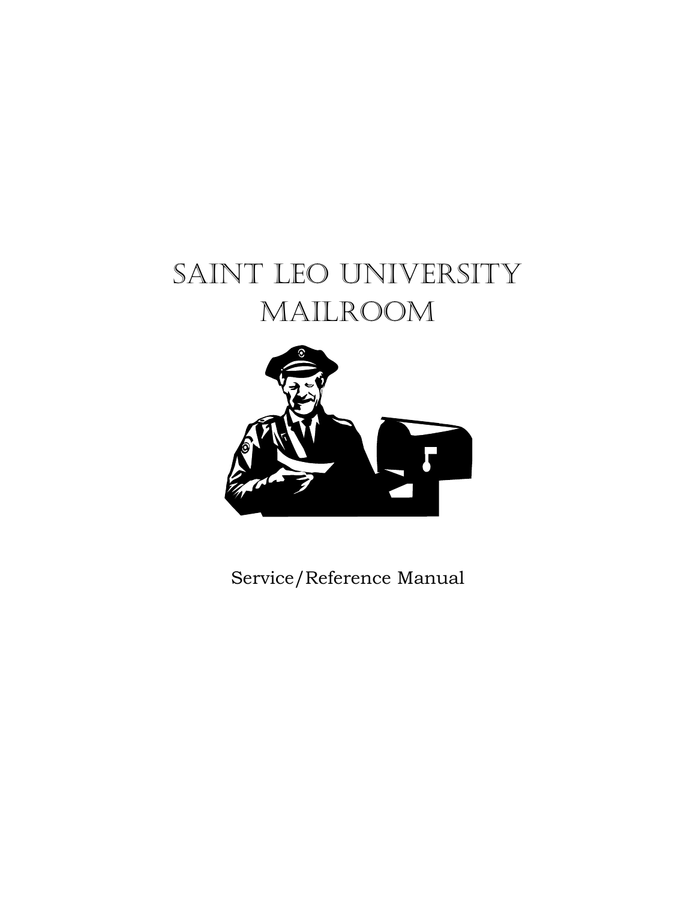# Saint Leo University Mailroom

Service/Reference Manual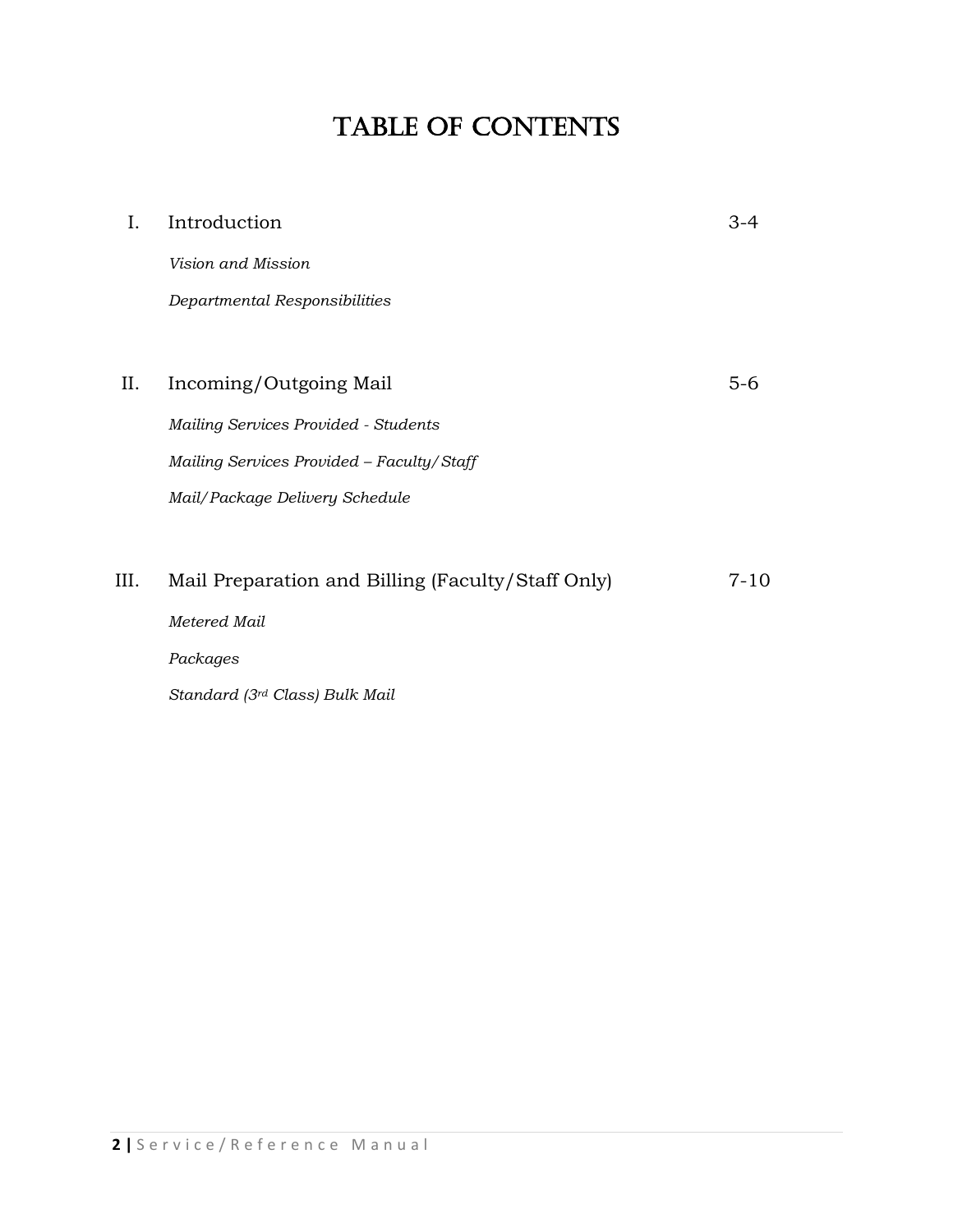# TABLE OF CONTENTS

| | | |
|---|---|---|
| I. | Introduction | 3-4 |
| | *Vision and Mission* | |
| | *Departmental Responsibilities* | |
| II. | Incoming/Outgoing Mail | 5-6 |
| | *Mailing Services Provided - Students* | |
| | *Mailing Services Provided – Faculty/Staff* | |
| | *Mail/Package Delivery Schedule* | |
| III. | Mail Preparation and Billing (Faculty/Staff Only) | 7-10 |
| | *Metered Mail* | |
| | *Packages* | |
| | *Standard (3rd Class) Bulk Mail* | |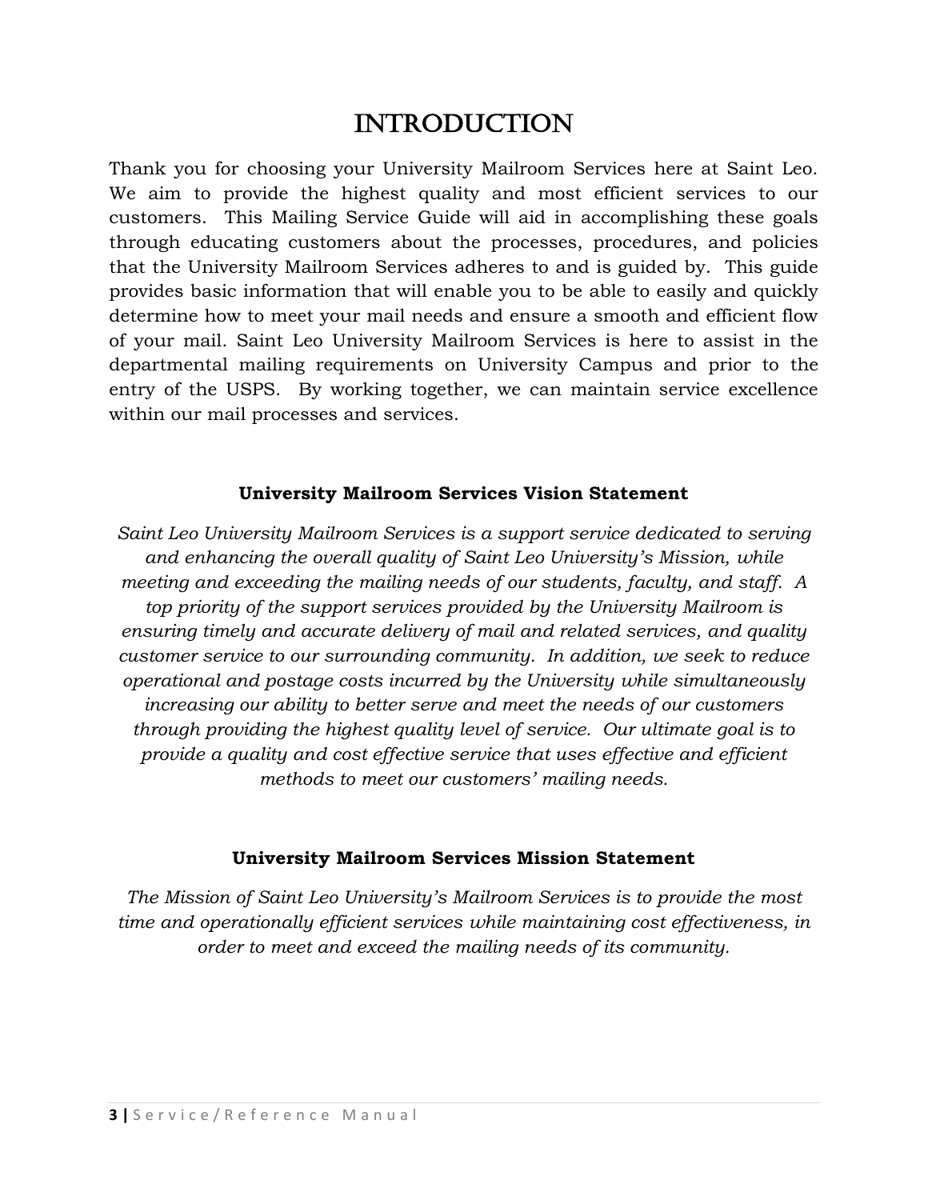# INTRODUCTION

Thank you for choosing your University Mailroom Services here at Saint Leo. We aim to provide the highest quality and most efficient services to our customers. This Mailing Service Guide will aid in accomplishing these goals through educating customers about the processes, procedures, and policies that the University Mailroom Services adheres to and is guided by. This guide provides basic information that will enable you to be able to easily and quickly determine how to meet your mail needs and ensure a smooth and efficient flow of your mail. Saint Leo University Mailroom Services is here to assist in the departmental mailing requirements on University Campus and prior to the entry of the USPS. By working together, we can maintain service excellence within our mail processes and services.

**University Mailroom Services Vision Statement**

*Saint Leo University Mailroom Services is a support service dedicated to serving and enhancing the overall quality of Saint Leo University's Mission, while meeting and exceeding the mailing needs of our students, faculty, and staff. A top priority of the support services provided by the University Mailroom is ensuring timely and accurate delivery of mail and related services, and quality customer service to our surrounding community. In addition, we seek to reduce operational and postage costs incurred by the University while simultaneously increasing our ability to better serve and meet the needs of our customers through providing the highest quality level of service. Our ultimate goal is to provide a quality and cost effective service that uses effective and efficient methods to meet our customers' mailing needs.*

**University Mailroom Services Mission Statement**

*The Mission of Saint Leo University's Mailroom Services is to provide the most time and operationally efficient services while maintaining cost effectiveness, in order to meet and exceed the mailing needs of its community.*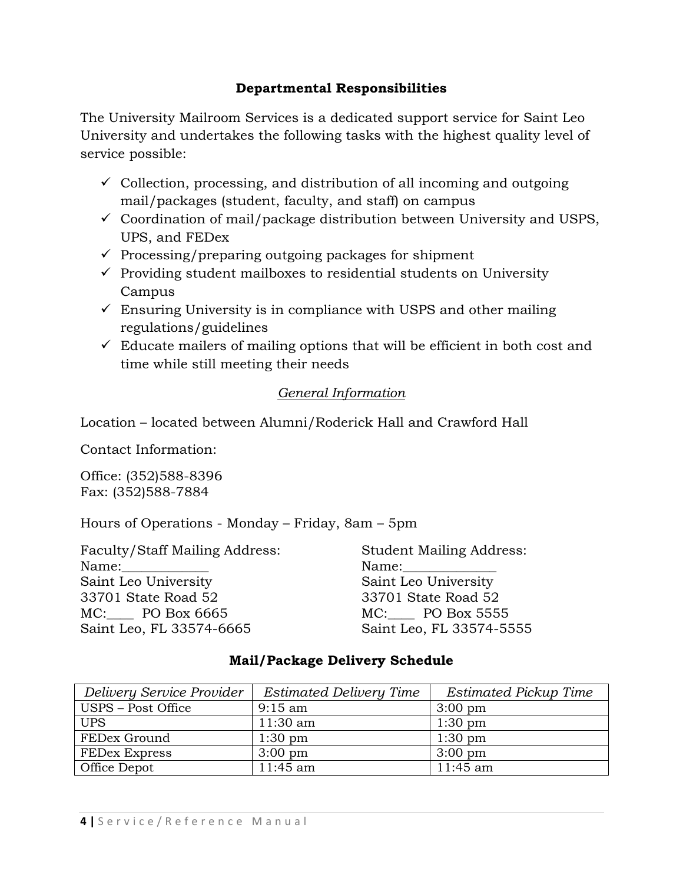## Departmental Responsibilities

The University Mailroom Services is a dedicated support service for Saint Leo University and undertakes the following tasks with the highest quality level of service possible:

- ✓ Collection, processing, and distribution of all incoming and outgoing mail/packages (student, faculty, and staff) on campus
- ✓ Coordination of mail/package distribution between University and USPS, UPS, and FEDex
- ✓ Processing/preparing outgoing packages for shipment
- ✓ Providing student mailboxes to residential students on University Campus
- ✓ Ensuring University is in compliance with USPS and other mailing regulations/guidelines
- ✓ Educate mailers of mailing options that will be efficient in both cost and time while still meeting their needs

### *General Information*

Location – located between Alumni/Roderick Hall and Crawford Hall

Contact Information:

Office: (352)588-8396
Fax: (352)588-7884

Hours of Operations - Monday – Friday, 8am – 5pm

Faculty/Staff Mailing Address:
Name:____________
Saint Leo University
33701 State Road 52
MC:____ PO Box 6665
Saint Leo, FL 33574-6665

Student Mailing Address:
Name:_____________
Saint Leo University
33701 State Road 52
MC:____ PO Box 5555
Saint Leo, FL 33574-5555

## Mail/Package Delivery Schedule

| *Delivery Service Provider* | *Estimated Delivery Time* | *Estimated Pickup Time* |
|---|---|---|
| USPS – Post Office | 9:15 am | 3:00 pm |
| UPS | 11:30 am | 1:30 pm |
| FEDex Ground | 1:30 pm | 1:30 pm |
| FEDex Express | 3:00 pm | 3:00 pm |
| Office Depot | 11:45 am | 11:45 am |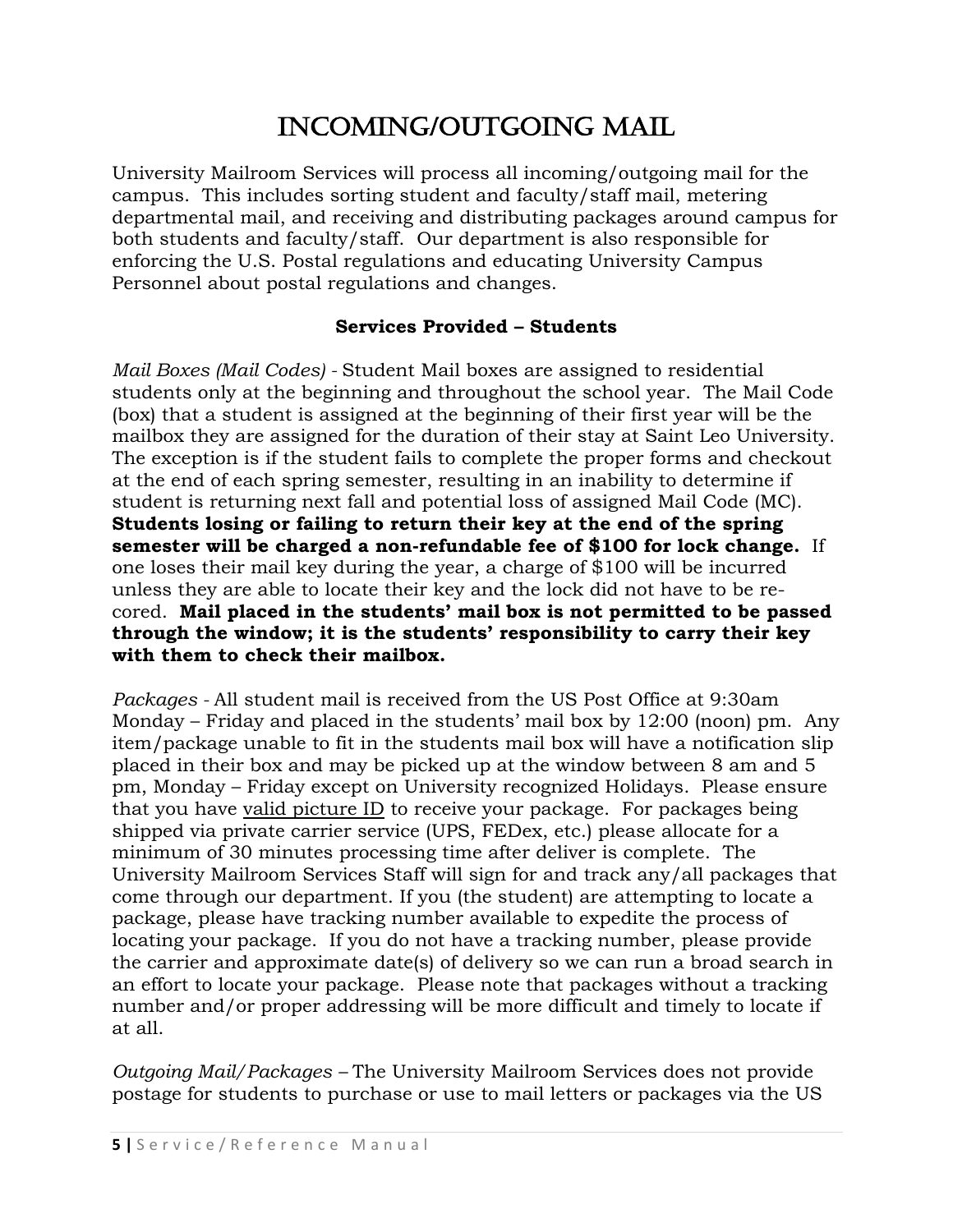# INCOMING/OUTGOING MAIL

University Mailroom Services will process all incoming/outgoing mail for the campus. This includes sorting student and faculty/staff mail, metering departmental mail, and receiving and distributing packages around campus for both students and faculty/staff. Our department is also responsible for enforcing the U.S. Postal regulations and educating University Campus Personnel about postal regulations and changes.

### Services Provided – Students

*Mail Boxes (Mail Codes)* - Student Mail boxes are assigned to residential students only at the beginning and throughout the school year. The Mail Code (box) that a student is assigned at the beginning of their first year will be the mailbox they are assigned for the duration of their stay at Saint Leo University. The exception is if the student fails to complete the proper forms and checkout at the end of each spring semester, resulting in an inability to determine if student is returning next fall and potential loss of assigned Mail Code (MC). **Students losing or failing to return their key at the end of the spring semester will be charged a non-refundable fee of $100 for lock change.** If one loses their mail key during the year, a charge of $100 will be incurred unless they are able to locate their key and the lock did not have to be re-cored. **Mail placed in the students' mail box is not permitted to be passed through the window; it is the students' responsibility to carry their key with them to check their mailbox.**

*Packages* - All student mail is received from the US Post Office at 9:30am Monday – Friday and placed in the students' mail box by 12:00 (noon) pm. Any item/package unable to fit in the students mail box will have a notification slip placed in their box and may be picked up at the window between 8 am and 5 pm, Monday – Friday except on University recognized Holidays. Please ensure that you have valid picture ID to receive your package. For packages being shipped via private carrier service (UPS, FEDex, etc.) please allocate for a minimum of 30 minutes processing time after deliver is complete. The University Mailroom Services Staff will sign for and track any/all packages that come through our department. If you (the student) are attempting to locate a package, please have tracking number available to expedite the process of locating your package. If you do not have a tracking number, please provide the carrier and approximate date(s) of delivery so we can run a broad search in an effort to locate your package. Please note that packages without a tracking number and/or proper addressing will be more difficult and timely to locate if at all.

*Outgoing Mail/Packages* – The University Mailroom Services does not provide postage for students to purchase or use to mail letters or packages via the US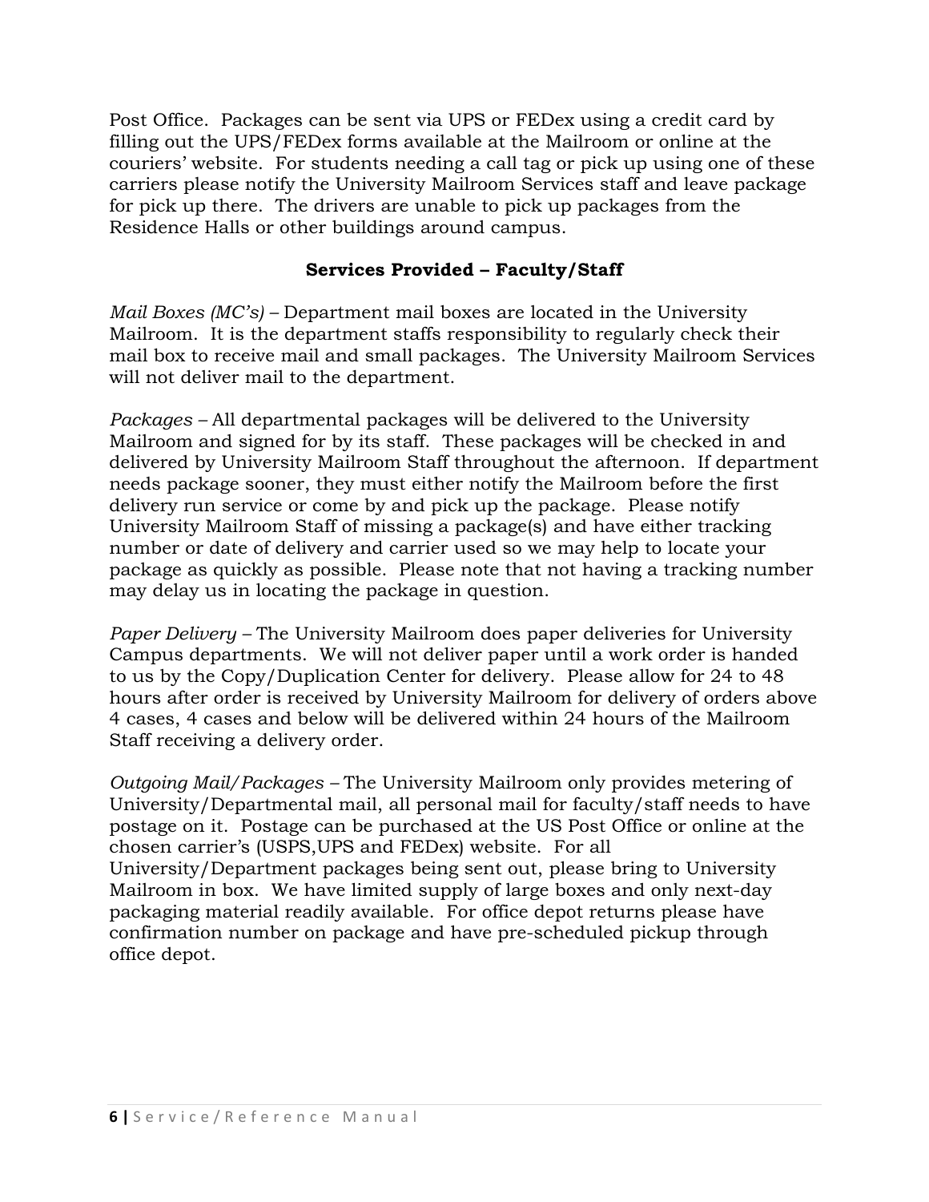Post Office. Packages can be sent via UPS or FEDex using a credit card by filling out the UPS/FEDex forms available at the Mailroom or online at the couriers' website. For students needing a call tag or pick up using one of these carriers please notify the University Mailroom Services staff and leave package for pick up there. The drivers are unable to pick up packages from the Residence Halls or other buildings around campus.

## Services Provided – Faculty/Staff

*Mail Boxes (MC's)* – Department mail boxes are located in the University Mailroom. It is the department staffs responsibility to regularly check their mail box to receive mail and small packages. The University Mailroom Services will not deliver mail to the department.

*Packages* – All departmental packages will be delivered to the University Mailroom and signed for by its staff. These packages will be checked in and delivered by University Mailroom Staff throughout the afternoon. If department needs package sooner, they must either notify the Mailroom before the first delivery run service or come by and pick up the package. Please notify University Mailroom Staff of missing a package(s) and have either tracking number or date of delivery and carrier used so we may help to locate your package as quickly as possible. Please note that not having a tracking number may delay us in locating the package in question.

*Paper Delivery* – The University Mailroom does paper deliveries for University Campus departments. We will not deliver paper until a work order is handed to us by the Copy/Duplication Center for delivery. Please allow for 24 to 48 hours after order is received by University Mailroom for delivery of orders above 4 cases, 4 cases and below will be delivered within 24 hours of the Mailroom Staff receiving a delivery order.

*Outgoing Mail/Packages* – The University Mailroom only provides metering of University/Departmental mail, all personal mail for faculty/staff needs to have postage on it. Postage can be purchased at the US Post Office or online at the chosen carrier's (USPS,UPS and FEDex) website. For all University/Department packages being sent out, please bring to University Mailroom in box. We have limited supply of large boxes and only next-day packaging material readily available. For office depot returns please have confirmation number on package and have pre-scheduled pickup through office depot.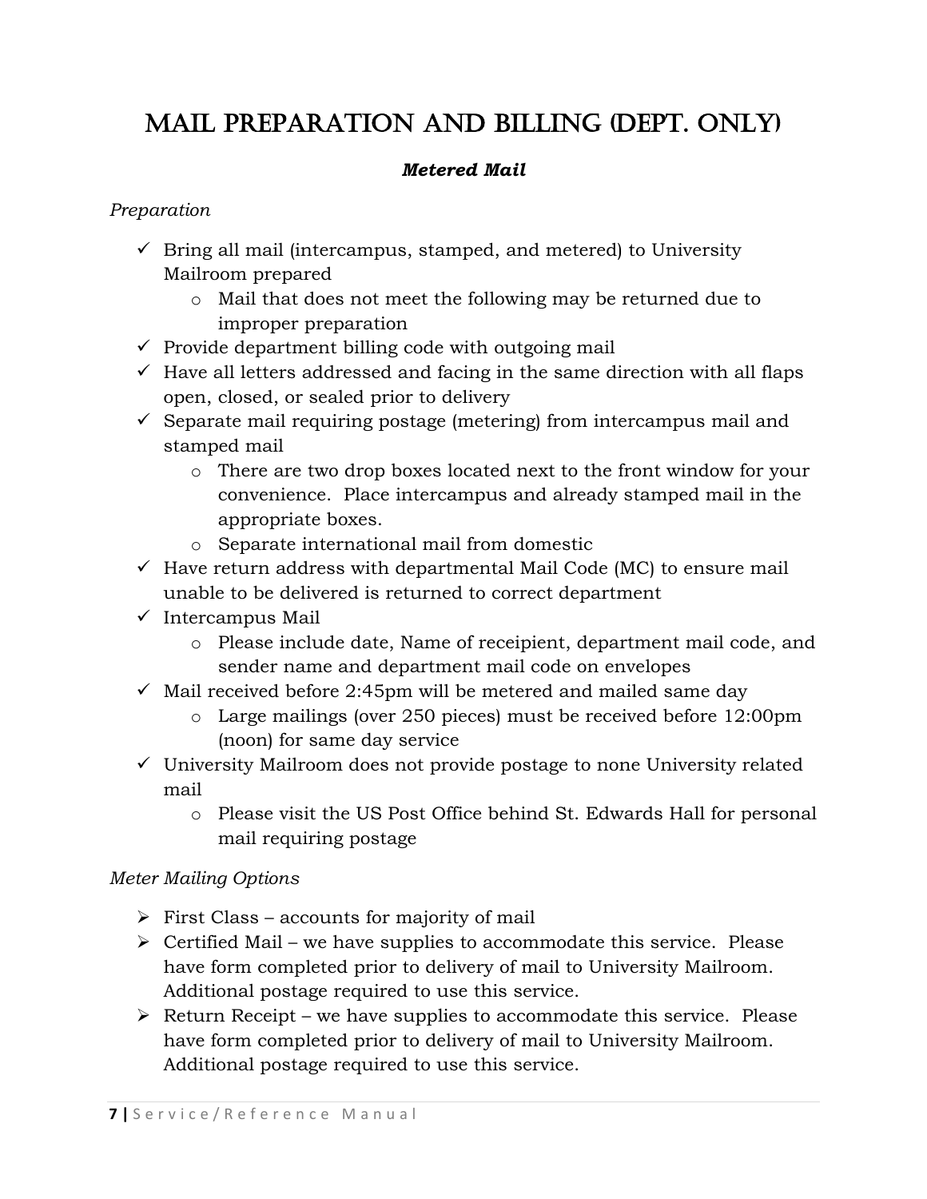# MAIL PREPARATION AND BILLING (DEPT. ONLY)

***Metered Mail***

*Preparation*

- ✓ Bring all mail (intercampus, stamped, and metered) to University Mailroom prepared
  - o Mail that does not meet the following may be returned due to improper preparation
- ✓ Provide department billing code with outgoing mail
- ✓ Have all letters addressed and facing in the same direction with all flaps open, closed, or sealed prior to delivery
- ✓ Separate mail requiring postage (metering) from intercampus mail and stamped mail
  - o There are two drop boxes located next to the front window for your convenience. Place intercampus and already stamped mail in the appropriate boxes.
  - o Separate international mail from domestic
- ✓ Have return address with departmental Mail Code (MC) to ensure mail unable to be delivered is returned to correct department
- ✓ Intercampus Mail
  - o Please include date, Name of receipient, department mail code, and sender name and department mail code on envelopes
- ✓ Mail received before 2:45pm will be metered and mailed same day
  - o Large mailings (over 250 pieces) must be received before 12:00pm (noon) for same day service
- ✓ University Mailroom does not provide postage to none University related mail
  - o Please visit the US Post Office behind St. Edwards Hall for personal mail requiring postage

*Meter Mailing Options*

- ➢ First Class – accounts for majority of mail
- ➢ Certified Mail – we have supplies to accommodate this service. Please have form completed prior to delivery of mail to University Mailroom. Additional postage required to use this service.
- ➢ Return Receipt – we have supplies to accommodate this service. Please have form completed prior to delivery of mail to University Mailroom. Additional postage required to use this service.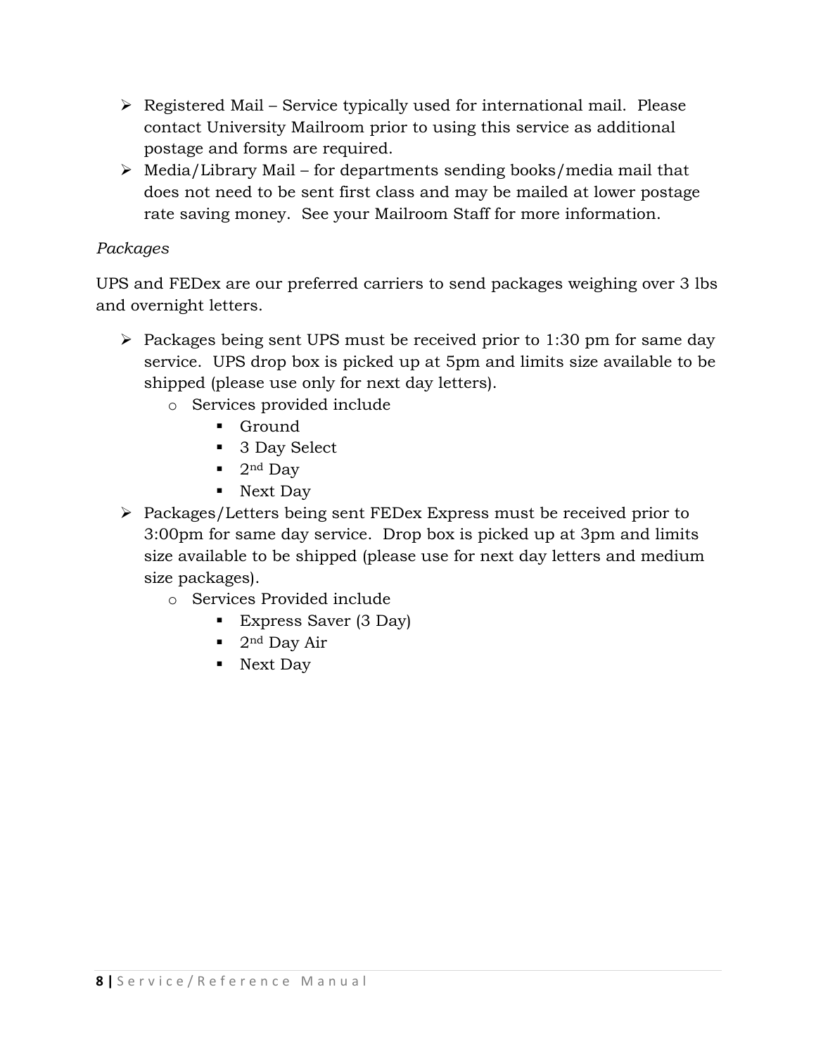- Registered Mail – Service typically used for international mail.  Please contact University Mailroom prior to using this service as additional postage and forms are required.
- Media/Library Mail – for departments sending books/media mail that does not need to be sent first class and may be mailed at lower postage rate saving money.  See your Mailroom Staff for more information.

*Packages*

UPS and FEDex are our preferred carriers to send packages weighing over 3 lbs and overnight letters.

- Packages being sent UPS must be received prior to 1:30 pm for same day service.  UPS drop box is picked up at 5pm and limits size available to be shipped (please use only for next day letters).
  - Services provided include
    - Ground
    - 3 Day Select
    - 2nd Day
    - Next Day
- Packages/Letters being sent FEDex Express must be received prior to 3:00pm for same day service.  Drop box is picked up at 3pm and limits size available to be shipped (please use for next day letters and medium size packages).
  - Services Provided include
    - Express Saver (3 Day)
    - 2nd Day Air
    - Next Day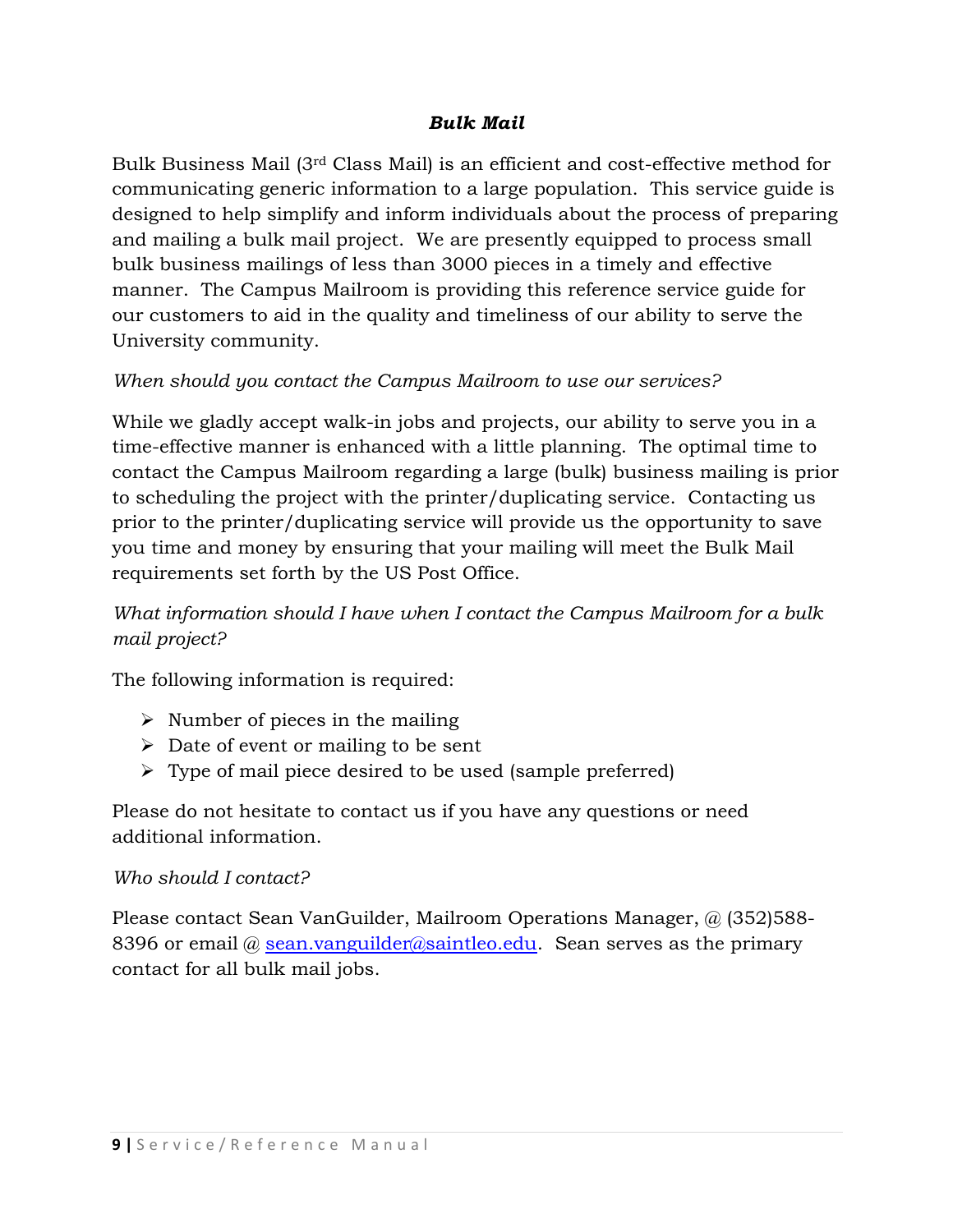## ***Bulk Mail***

Bulk Business Mail (3rd Class Mail) is an efficient and cost-effective method for communicating generic information to a large population. This service guide is designed to help simplify and inform individuals about the process of preparing and mailing a bulk mail project. We are presently equipped to process small bulk business mailings of less than 3000 pieces in a timely and effective manner. The Campus Mailroom is providing this reference service guide for our customers to aid in the quality and timeliness of our ability to serve the University community.

*When should you contact the Campus Mailroom to use our services?*

While we gladly accept walk-in jobs and projects, our ability to serve you in a time-effective manner is enhanced with a little planning. The optimal time to contact the Campus Mailroom regarding a large (bulk) business mailing is prior to scheduling the project with the printer/duplicating service. Contacting us prior to the printer/duplicating service will provide us the opportunity to save you time and money by ensuring that your mailing will meet the Bulk Mail requirements set forth by the US Post Office.

*What information should I have when I contact the Campus Mailroom for a bulk mail project?*

The following information is required:

- Number of pieces in the mailing
- Date of event or mailing to be sent
- Type of mail piece desired to be used (sample preferred)

Please do not hesitate to contact us if you have any questions or need additional information.

*Who should I contact?*

Please contact Sean VanGuilder, Mailroom Operations Manager, @ (352)588-8396 or email @ sean.vanguilder@saintleo.edu. Sean serves as the primary contact for all bulk mail jobs.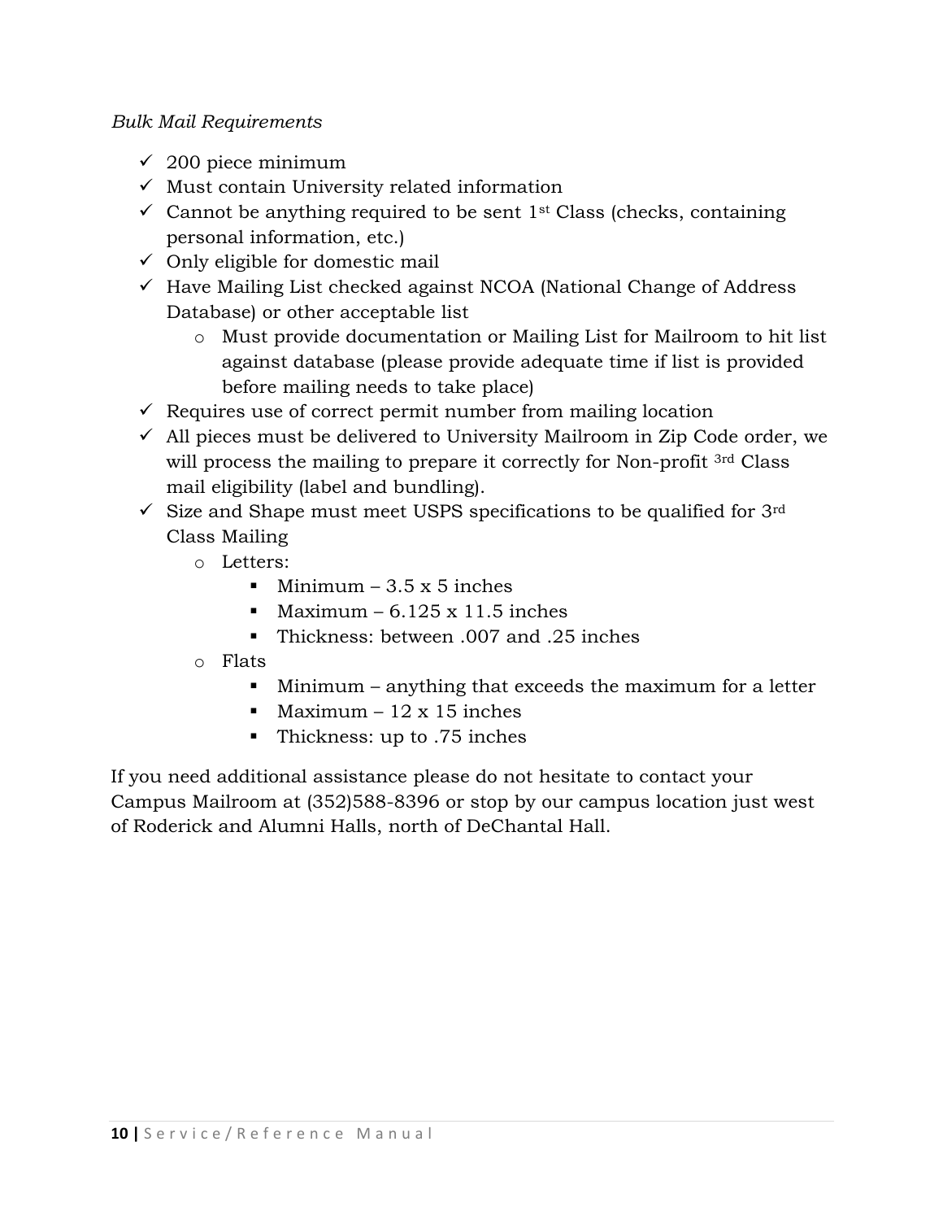*Bulk Mail Requirements*

- ✓ 200 piece minimum
- ✓ Must contain University related information
- ✓ Cannot be anything required to be sent 1st Class (checks, containing personal information, etc.)
- ✓ Only eligible for domestic mail
- ✓ Have Mailing List checked against NCOA (National Change of Address Database) or other acceptable list
  - o Must provide documentation or Mailing List for Mailroom to hit list against database (please provide adequate time if list is provided before mailing needs to take place)
- ✓ Requires use of correct permit number from mailing location
- ✓ All pieces must be delivered to University Mailroom in Zip Code order, we will process the mailing to prepare it correctly for Non-profit 3rd Class mail eligibility (label and bundling).
- ✓ Size and Shape must meet USPS specifications to be qualified for 3rd Class Mailing
  - o Letters:
    - Minimum – 3.5 x 5 inches
    - Maximum – 6.125 x 11.5 inches
    - Thickness: between .007 and .25 inches
  - o Flats
    - Minimum – anything that exceeds the maximum for a letter
    - Maximum – 12 x 15 inches
    - Thickness: up to .75 inches

If you need additional assistance please do not hesitate to contact your Campus Mailroom at (352)588-8396 or stop by our campus location just west of Roderick and Alumni Halls, north of DeChantal Hall.